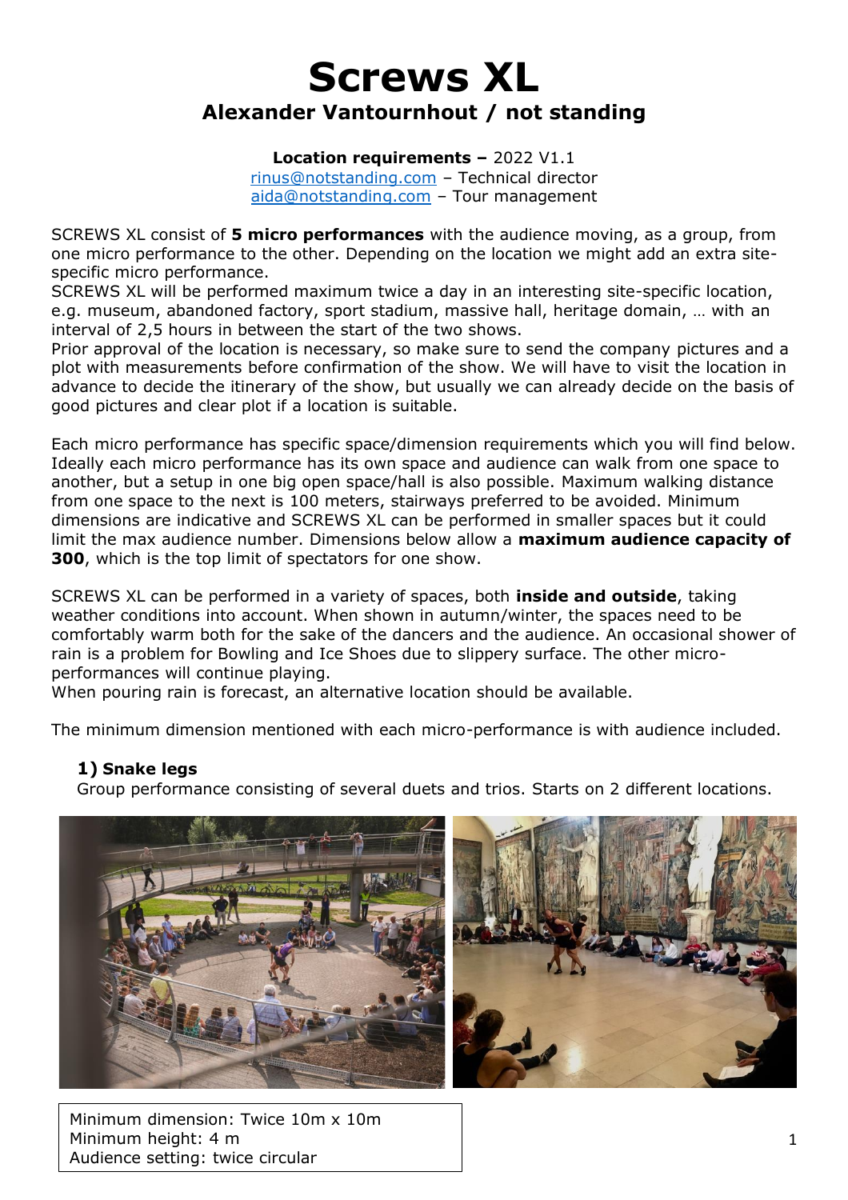# Screws XL

## Alexander Vantournhout / not standing

**Location requirements –** 2022 V1.1
rinus@notstanding.com – Technical director
aida@notstanding.com – Tour management

SCREWS XL consist of **5 micro performances** with the audience moving, as a group, from one micro performance to the other. Depending on the location we might add an extra site-specific micro performance.
SCREWS XL will be performed maximum twice a day in an interesting site-specific location, e.g. museum, abandoned factory, sport stadium, massive hall, heritage domain, … with an interval of 2,5 hours in between the start of the two shows.
Prior approval of the location is necessary, so make sure to send the company pictures and a plot with measurements before confirmation of the show. We will have to visit the location in advance to decide the itinerary of the show, but usually we can already decide on the basis of good pictures and clear plot if a location is suitable.

Each micro performance has specific space/dimension requirements which you will find below. Ideally each micro performance has its own space and audience can walk from one space to another, but a setup in one big open space/hall is also possible. Maximum walking distance from one space to the next is 100 meters, stairways preferred to be avoided. Minimum dimensions are indicative and SCREWS XL can be performed in smaller spaces but it could limit the max audience number. Dimensions below allow a **maximum audience capacity of 300**, which is the top limit of spectators for one show.

SCREWS XL can be performed in a variety of spaces, both **inside and outside**, taking weather conditions into account. When shown in autumn/winter, the spaces need to be comfortably warm both for the sake of the dancers and the audience. An occasional shower of rain is a problem for Bowling and Ice Shoes due to slippery surface. The other micro-performances will continue playing.
When pouring rain is forecast, an alternative location should be available.

The minimum dimension mentioned with each micro-performance is with audience included.

### 1) Snake legs

Group performance consisting of several duets and trios. Starts on 2 different locations.

Minimum dimension: Twice 10m x 10m
Minimum height: 4 m
Audience setting: twice circular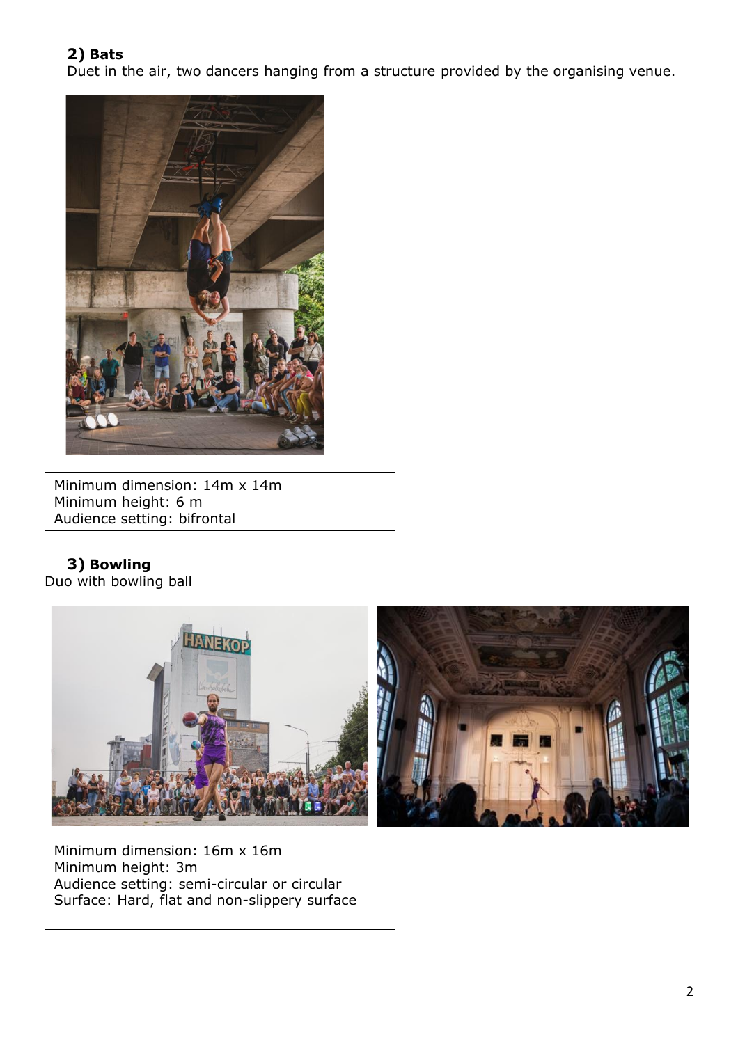## 2) Bats

Duet in the air, two dancers hanging from a structure provided by the organising venue.

Minimum dimension: 14m x 14m
Minimum height: 6 m
Audience setting: bifrontal

## 3) Bowling

Duo with bowling ball

Minimum dimension: 16m x 16m
Minimum height: 3m
Audience setting: semi-circular or circular
Surface: Hard, flat and non-slippery surface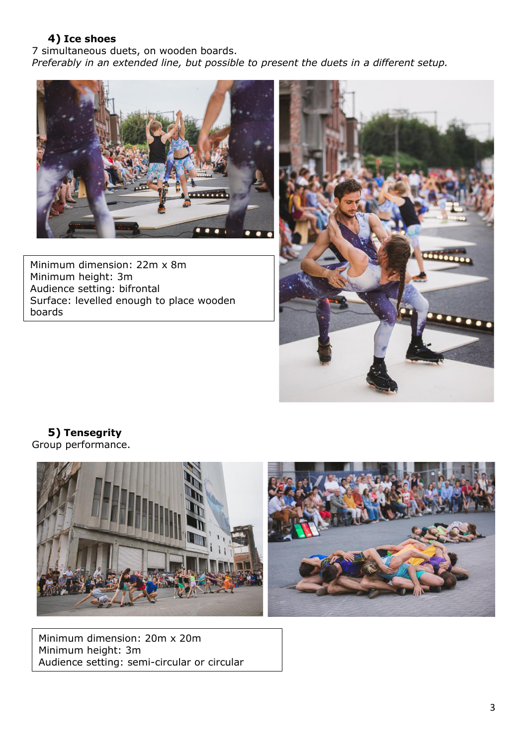## 4) Ice shoes

7 simultaneous duets, on wooden boards.
*Preferably in an extended line, but possible to present the duets in a different setup.*

Minimum dimension: 22m x 8m
Minimum height: 3m
Audience setting: bifrontal
Surface: levelled enough to place wooden boards

## 5) Tensegrity

Group performance.

Minimum dimension: 20m x 20m
Minimum height: 3m
Audience setting: semi-circular or circular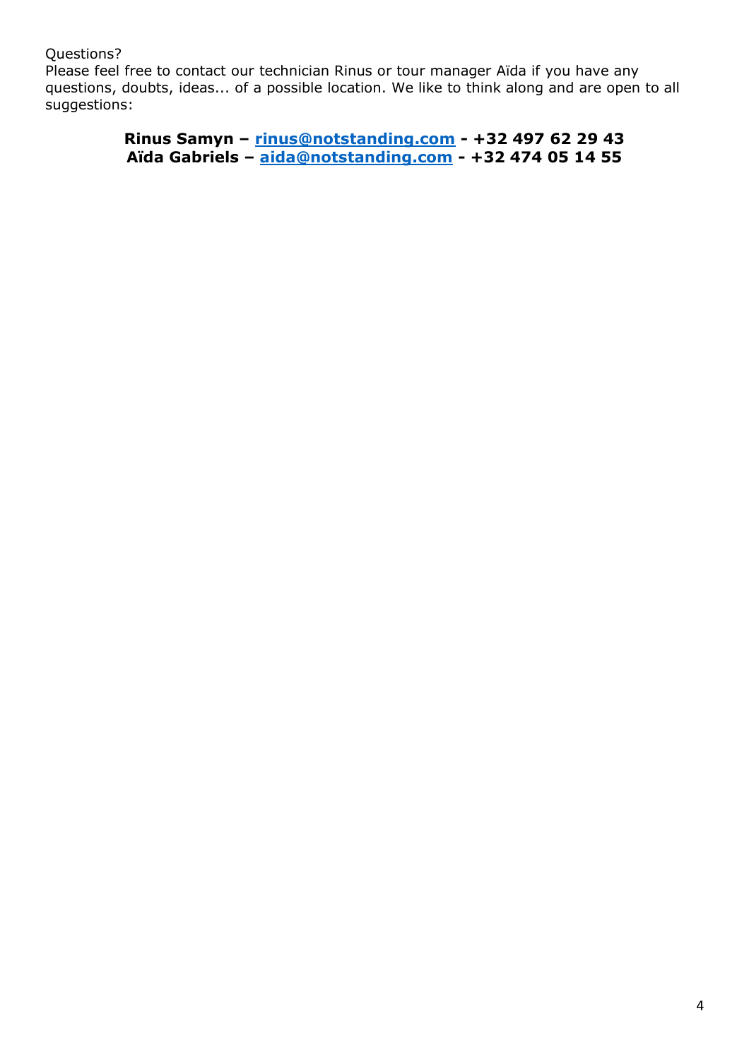Questions?
Please feel free to contact our technician Rinus or tour manager Aïda if you have any questions, doubts, ideas... of a possible location. We like to think along and are open to all suggestions:

**Rinus Samyn – [rinus@notstanding.com](mailto:rinus@notstanding.com) - +32 497 62 29 43**
**Aïda Gabriels – [aida@notstanding.com](mailto:aida@notstanding.com) - +32 474 05 14 55**